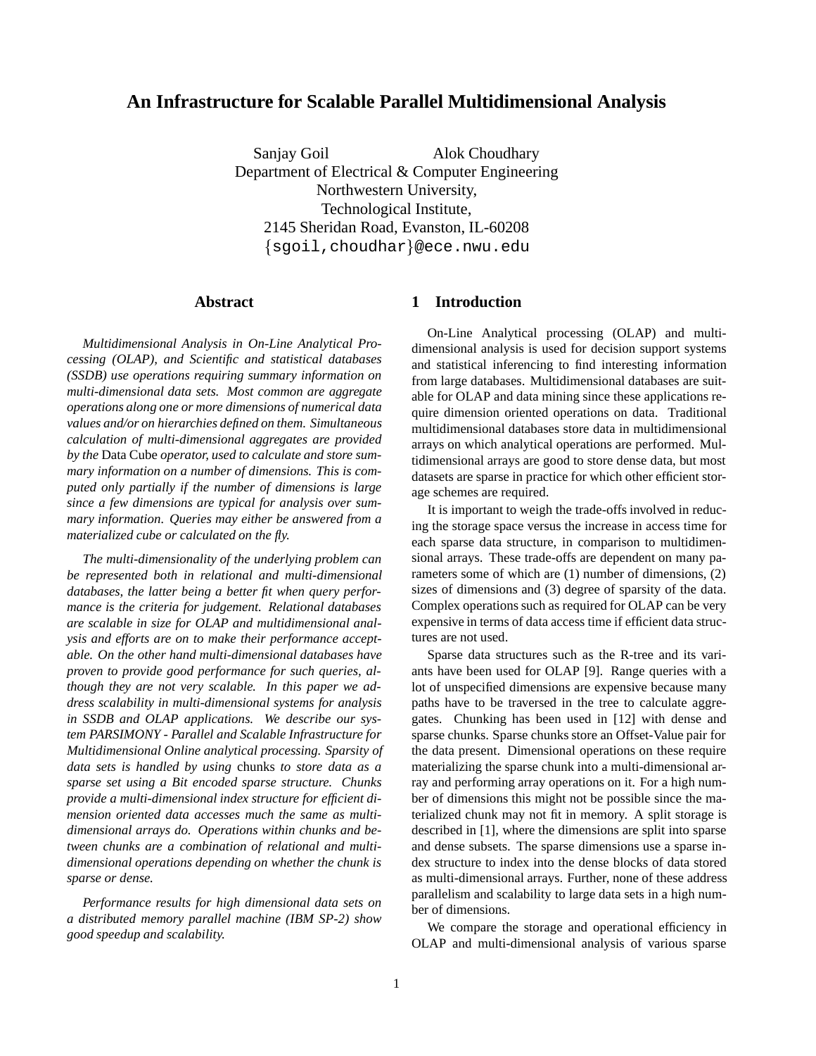# An Infrastructure for Scalable Parallel Multidimensional Analysis

Sanjay Goil  Alok Choudhary
Department of Electrical & Computer Engineering
Northwestern University,
Technological Institute,
2145 Sheridan Road, Evanston, IL-60208
{sgoil,choudhar}@ece.nwu.edu

## Abstract

*Multidimensional Analysis in On-Line Analytical Processing (OLAP), and Scientific and statistical databases (SSDB) use operations requiring summary information on multi-dimensional data sets. Most common are aggregate operations along one or more dimensions of numerical data values and/or on hierarchies defined on them. Simultaneous calculation of multi-dimensional aggregates are provided by the* Data Cube *operator, used to calculate and store summary information on a number of dimensions. This is computed only partially if the number of dimensions is large since a few dimensions are typical for analysis over summary information. Queries may either be answered from a materialized cube or calculated on the fly.*

*The multi-dimensionality of the underlying problem can be represented both in relational and multi-dimensional databases, the latter being a better fit when query performance is the criteria for judgement. Relational databases are scalable in size for OLAP and multidimensional analysis and efforts are on to make their performance acceptable. On the other hand multi-dimensional databases have proven to provide good performance for such queries, although they are not very scalable. In this paper we address scalability in multi-dimensional systems for analysis in SSDB and OLAP applications. We describe our system PARSIMONY - Parallel and Scalable Infrastructure for Multidimensional Online analytical processing. Sparsity of data sets is handled by using* chunks *to store data as a sparse set using a Bit encoded sparse structure. Chunks provide a multi-dimensional index structure for efficient dimension oriented data accesses much the same as multi-dimensional arrays do. Operations within chunks and between chunks are a combination of relational and multi-dimensional operations depending on whether the chunk is sparse or dense.*

*Performance results for high dimensional data sets on a distributed memory parallel machine (IBM SP-2) show good speedup and scalability.*

## 1 Introduction

On-Line Analytical processing (OLAP) and multidimensional analysis is used for decision support systems and statistical inferencing to find interesting information from large databases. Multidimensional databases are suitable for OLAP and data mining since these applications require dimension oriented operations on data. Traditional multidimensional databases store data in multidimensional arrays on which analytical operations are performed. Multidimensional arrays are good to store dense data, but most datasets are sparse in practice for which other efficient storage schemes are required.

It is important to weigh the trade-offs involved in reducing the storage space versus the increase in access time for each sparse data structure, in comparison to multidimensional arrays. These trade-offs are dependent on many parameters some of which are (1) number of dimensions, (2) sizes of dimensions and (3) degree of sparsity of the data. Complex operations such as required for OLAP can be very expensive in terms of data access time if efficient data structures are not used.

Sparse data structures such as the R-tree and its variants have been used for OLAP [9]. Range queries with a lot of unspecified dimensions are expensive because many paths have to be traversed in the tree to calculate aggregates. Chunking has been used in [12] with dense and sparse chunks. Sparse chunks store an Offset-Value pair for the data present. Dimensional operations on these require materializing the sparse chunk into a multi-dimensional array and performing array operations on it. For a high number of dimensions this might not be possible since the materialized chunk may not fit in memory. A split storage is described in [1], where the dimensions are split into sparse and dense subsets. The sparse dimensions use a sparse index structure to index into the dense blocks of data stored as multi-dimensional arrays. Further, none of these address parallelism and scalability to large data sets in a high number of dimensions.

We compare the storage and operational efficiency in OLAP and multi-dimensional analysis of various sparse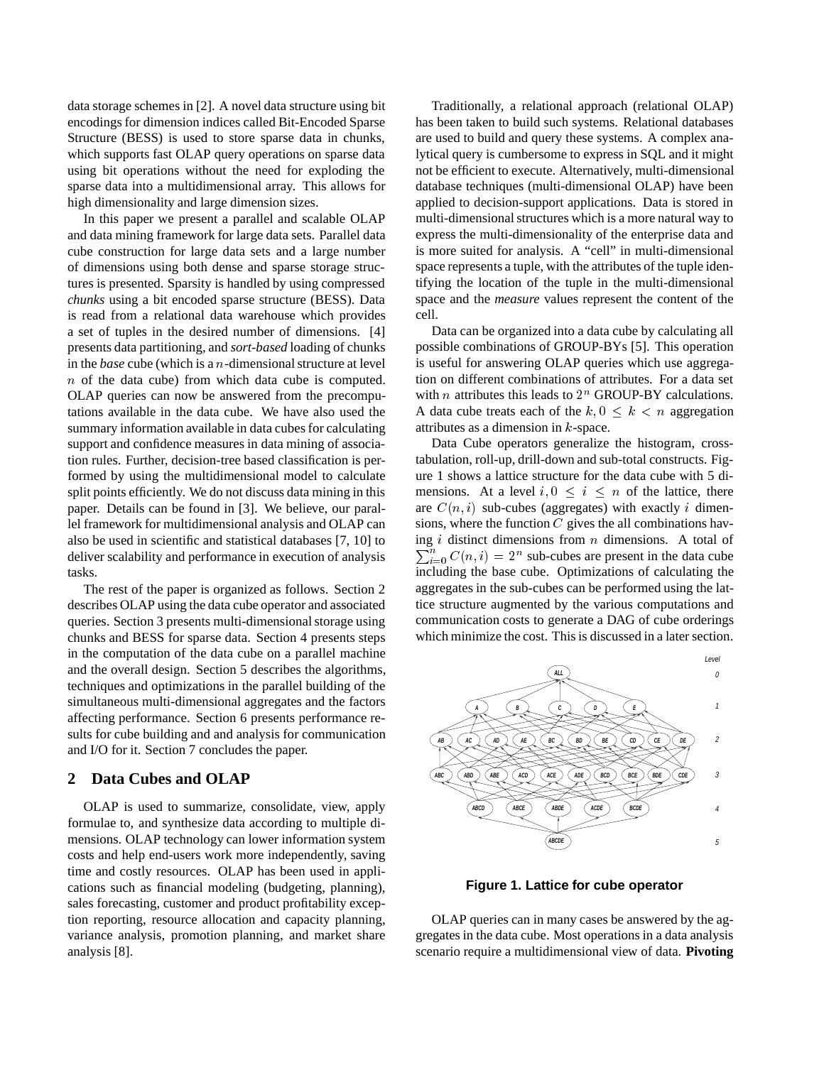data storage schemes in [2]. A novel data structure using bit encodings for dimension indices called Bit-Encoded Sparse Structure (BESS) is used to store sparse data in chunks, which supports fast OLAP query operations on sparse data using bit operations without the need for exploding the sparse data into a multidimensional array. This allows for high dimensionality and large dimension sizes.

In this paper we present a parallel and scalable OLAP and data mining framework for large data sets. Parallel data cube construction for large data sets and a large number of dimensions using both dense and sparse storage structures is presented. Sparsity is handled by using compressed *chunks* using a bit encoded sparse structure (BESS). Data is read from a relational data warehouse which provides a set of tuples in the desired number of dimensions. [4] presents data partitioning, and *sort-based* loading of chunks in the *base* cube (which is a $n$-dimensional structure at level $n$ of the data cube) from which data cube is computed. OLAP queries can now be answered from the precomputations available in the data cube. We have also used the summary information available in data cubes for calculating support and confidence measures in data mining of association rules. Further, decision-tree based classification is performed by using the multidimensional model to calculate split points efficiently. We do not discuss data mining in this paper. Details can be found in [3]. We believe, our parallel framework for multidimensional analysis and OLAP can also be used in scientific and statistical databases [7, 10] to deliver scalability and performance in execution of analysis tasks.

The rest of the paper is organized as follows. Section 2 describes OLAP using the data cube operator and associated queries. Section 3 presents multi-dimensional storage using chunks and BESS for sparse data. Section 4 presents steps in the computation of the data cube on a parallel machine and the overall design. Section 5 describes the algorithms, techniques and optimizations in the parallel building of the simultaneous multi-dimensional aggregates and the factors affecting performance. Section 6 presents performance results for cube building and and analysis for communication and I/O for it. Section 7 concludes the paper.

## 2 Data Cubes and OLAP

OLAP is used to summarize, consolidate, view, apply formulae to, and synthesize data according to multiple dimensions. OLAP technology can lower information system costs and help end-users work more independently, saving time and costly resources. OLAP has been used in applications such as financial modeling (budgeting, planning), sales forecasting, customer and product profitability exception reporting, resource allocation and capacity planning, variance analysis, promotion planning, and market share analysis [8].

Traditionally, a relational approach (relational OLAP) has been taken to build such systems. Relational databases are used to build and query these systems. A complex analytical query is cumbersome to express in SQL and it might not be efficient to execute. Alternatively, multi-dimensional database techniques (multi-dimensional OLAP) have been applied to decision-support applications. Data is stored in multi-dimensional structures which is a more natural way to express the multi-dimensionality of the enterprise data and is more suited for analysis. A "cell" in multi-dimensional space represents a tuple, with the attributes of the tuple identifying the location of the tuple in the multi-dimensional space and the *measure* values represent the content of the cell.

Data can be organized into a data cube by calculating all possible combinations of GROUP-BYs [5]. This operation is useful for answering OLAP queries which use aggregation on different combinations of attributes. For a data set with $n$ attributes this leads to $2^n$ GROUP-BY calculations. A data cube treats each of the $k, 0 \leq k < n$ aggregation attributes as a dimension in $k$-space.

Data Cube operators generalize the histogram, cross-tabulation, roll-up, drill-down and sub-total constructs. Figure 1 shows a lattice structure for the data cube with 5 dimensions. At a level $i, 0 \leq i \leq n$ of the lattice, there are $C(n,i)$ sub-cubes (aggregates) with exactly $i$ dimensions, where the function $C$ gives the all combinations having $i$ distinct dimensions from $n$ dimensions. A total of $\sum_{i=0}^{n} C(n,i) = 2^n$ sub-cubes are present in the data cube including the base cube. Optimizations of calculating the aggregates in the sub-cubes can be performed using the lattice structure augmented by the various computations and communication costs to generate a DAG of cube orderings which minimize the cost. This is discussed in a later section.

**Figure 1. Lattice for cube operator**

OLAP queries can in many cases be answered by the aggregates in the data cube. Most operations in a data analysis scenario require a multidimensional view of data. **Pivoting**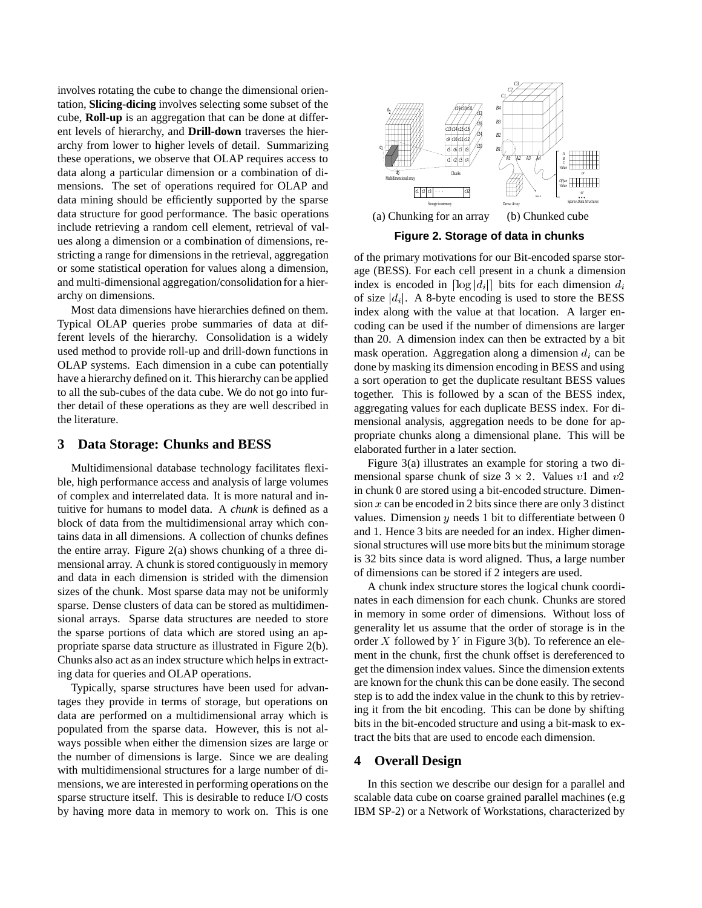involves rotating the cube to change the dimensional orientation, **Slicing-dicing** involves selecting some subset of the cube, **Roll-up** is an aggregation that can be done at different levels of hierarchy, and **Drill-down** traverses the hierarchy from lower to higher levels of detail. Summarizing these operations, we observe that OLAP requires access to data along a particular dimension or a combination of dimensions. The set of operations required for OLAP and data mining should be efficiently supported by the sparse data structure for good performance. The basic operations include retrieving a random cell element, retrieval of values along a dimension or a combination of dimensions, restricting a range for dimensions in the retrieval, aggregation or some statistical operation for values along a dimension, and multi-dimensional aggregation/consolidation for a hierarchy on dimensions.

Most data dimensions have hierarchies defined on them. Typical OLAP queries probe summaries of data at different levels of the hierarchy. Consolidation is a widely used method to provide roll-up and drill-down functions in OLAP systems. Each dimension in a cube can potentially have a hierarchy defined on it. This hierarchy can be applied to all the sub-cubes of the data cube. We do not go into further detail of these operations as they are well described in the literature.

## 3 Data Storage: Chunks and BESS

Multidimensional database technology facilitates flexible, high performance access and analysis of large volumes of complex and interrelated data. It is more natural and intuitive for humans to model data. A *chunk* is defined as a block of data from the multidimensional array which contains data in all dimensions. A collection of chunks defines the entire array. Figure 2(a) shows chunking of a three dimensional array. A chunk is stored contiguously in memory and data in each dimension is strided with the dimension sizes of the chunk. Most sparse data may not be uniformly sparse. Dense clusters of data can be stored as multidimensional arrays. Sparse data structures are needed to store the sparse portions of data which are stored using an appropriate sparse data structure as illustrated in Figure 2(b). Chunks also act as an index structure which helps in extracting data for queries and OLAP operations.

Typically, sparse structures have been used for advantages they provide in terms of storage, but operations on data are performed on a multidimensional array which is populated from the sparse data. However, this is not always possible when either the dimension sizes are large or the number of dimensions is large. Since we are dealing with multidimensional structures for a large number of dimensions, we are interested in performing operations on the sparse structure itself. This is desirable to reduce I/O costs by having more data in memory to work on. This is one

$d_2$ c29 c30 c31 c32 c28 c13 c14 c15 c16 c24 c9 c10 c11 c12 c20 $d_1$ c5 c6 c7 c8 c1 c2 c3 c4 $d_0$ Multidimensional array Chunks c1 c2 c3 . . . c32 Storage in memory

C3 C2 C1 B4 B3 B2 B1 A1 A2 A3 A4 A B C Value or Offset Value or Dense Array Sparse Data Structures

(a) Chunking for an array (b) Chunked cube

**Figure 2. Storage of data in chunks**

of the primary motivations for our Bit-encoded sparse storage (BESS). For each cell present in a chunk a dimension index is encoded in $\lceil \log |d_i| \rceil$ bits for each dimension $d_i$ of size $|d_i|$. A 8-byte encoding is used to store the BESS index along with the value at that location. A larger encoding can be used if the number of dimensions are larger than 20. A dimension index can then be extracted by a bit mask operation. Aggregation along a dimension $d_i$ can be done by masking its dimension encoding in BESS and using a sort operation to get the duplicate resultant BESS values together. This is followed by a scan of the BESS index, aggregating values for each duplicate BESS index. For dimensional analysis, aggregation needs to be done for appropriate chunks along a dimensional plane. This will be elaborated further in a later section.

Figure 3(a) illustrates an example for storing a two dimensional sparse chunk of size $3 \times 2$. Values $v1$ and $v2$ in chunk 0 are stored using a bit-encoded structure. Dimension $x$ can be encoded in 2 bits since there are only 3 distinct values. Dimension $y$ needs 1 bit to differentiate between 0 and 1. Hence 3 bits are needed for an index. Higher dimensional structures will use more bits but the minimum storage is 32 bits since data is word aligned. Thus, a large number of dimensions can be stored if 2 integers are used.

A chunk index structure stores the logical chunk coordinates in each dimension for each chunk. Chunks are stored in memory in some order of dimensions. Without loss of generality let us assume that the order of storage is in the order $X$ followed by $Y$ in Figure 3(b). To reference an element in the chunk, first the chunk offset is dereferenced to get the dimension index values. Since the dimension extents are known for the chunk this can be done easily. The second step is to add the index value in the chunk to this by retrieving it from the bit encoding. This can be done by shifting bits in the bit-encoded structure and using a bit-mask to extract the bits that are used to encode each dimension.

## 4 Overall Design

In this section we describe our design for a parallel and scalable data cube on coarse grained parallel machines (e.g IBM SP-2) or a Network of Workstations, characterized by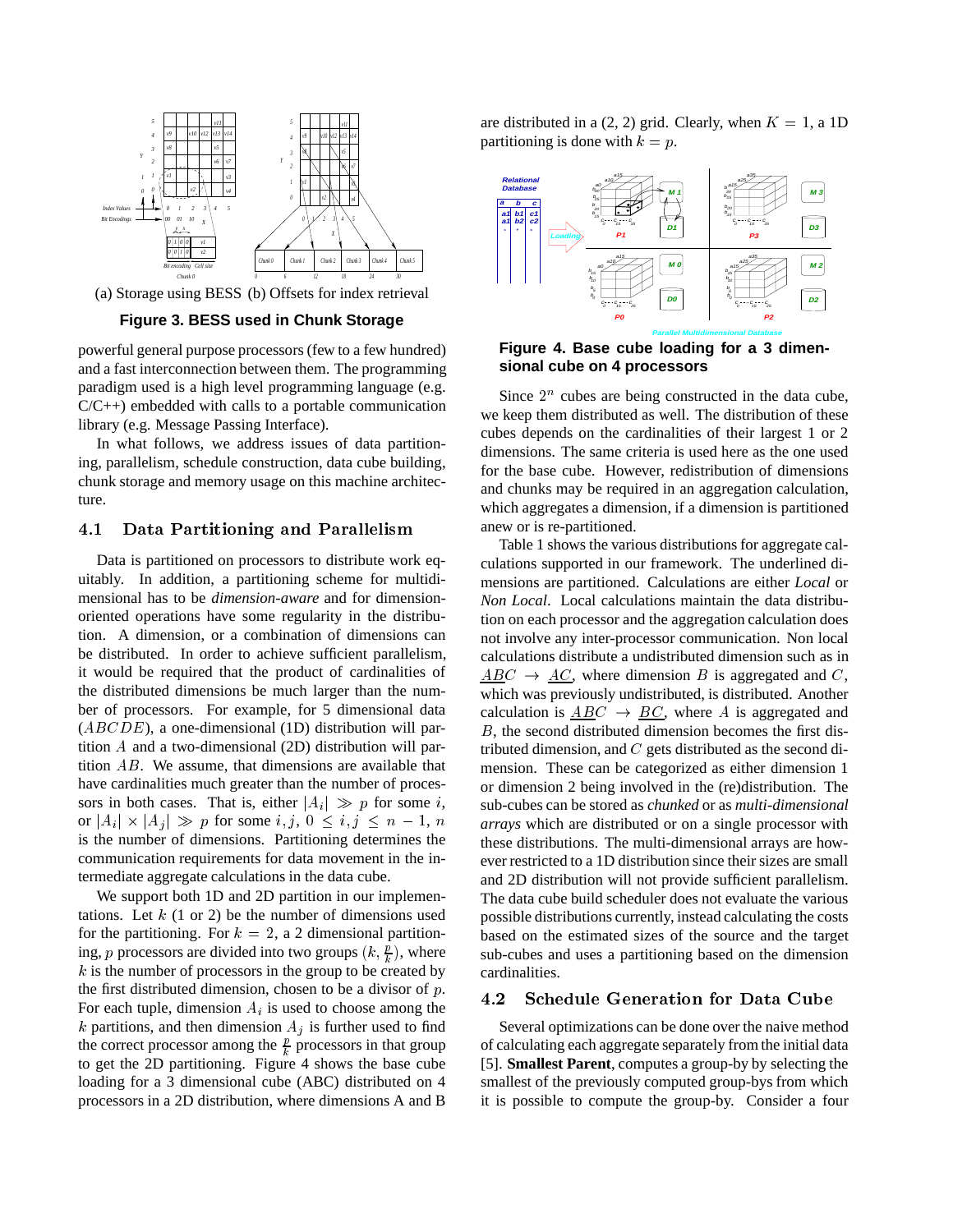(a) Storage using BESS (b) Offsets for index retrieval

**Figure 3. BESS used in Chunk Storage**

powerful general purpose processors (few to a few hundred) and a fast interconnection between them. The programming paradigm used is a high level programming language (e.g. C/C++) embedded with calls to a portable communication library (e.g. Message Passing Interface).

In what follows, we address issues of data partitioning, parallelism, schedule construction, data cube building, chunk storage and memory usage on this machine architecture.

## 4.1 Data Partitioning and Parallelism

Data is partitioned on processors to distribute work equitably. In addition, a partitioning scheme for multidimensional has to be *dimension-aware* and for dimension-oriented operations have some regularity in the distribution. A dimension, or a combination of dimensions can be distributed. In order to achieve sufficient parallelism, it would be required that the product of cardinalities of the distributed dimensions be much larger than the number of processors. For example, for 5 dimensional data ($ABCDE$), a one-dimensional (1D) distribution will partition $A$ and a two-dimensional (2D) distribution will partition $AB$. We assume, that dimensions are available that have cardinalities much greater than the number of processors in both cases. That is, either $|A_i| \gg p$ for some $i$, or $|A_i| \times |A_j| \gg p$ for some $i, j$, $0 \leq i, j \leq n-1$, $n$ is the number of dimensions. Partitioning determines the communication requirements for data movement in the intermediate aggregate calculations in the data cube.

We support both 1D and 2D partition in our implementations. Let $k$ (1 or 2) be the number of dimensions used for the partitioning. For $k=2$, a 2 dimensional partitioning, $p$ processors are divided into two groups $(k, \frac{p}{k})$, where $k$ is the number of processors in the group to be created by the first distributed dimension, chosen to be a divisor of $p$. For each tuple, dimension $A_i$ is used to choose among the $k$ partitions, and then dimension $A_j$ is further used to find the correct processor among the $\frac{p}{k}$ processors in that group to get the 2D partitioning. Figure 4 shows the base cube loading for a 3 dimensional cube (ABC) distributed on 4 processors in a 2D distribution, where dimensions A and B are distributed in a (2, 2) grid. Clearly, when $K=1$, a 1D partitioning is done with $k=p$.

**Figure 4. Base cube loading for a 3 dimensional cube on 4 processors**

Since $2^n$ cubes are being constructed in the data cube, we keep them distributed as well. The distribution of these cubes depends on the cardinalities of their largest 1 or 2 dimensions. The same criteria is used here as the one used for the base cube. However, redistribution of dimensions and chunks may be required in an aggregation calculation, which aggregates a dimension, if a dimension is partitioned anew or is re-partitioned.

Table 1 shows the various distributions for aggregate calculations supported in our framework. The underlined dimensions are partitioned. Calculations are either *Local* or *Non Local*. Local calculations maintain the data distribution on each processor and the aggregation calculation does not involve any inter-processor communication. Non local calculations distribute a undistributed dimension such as in $\underline{AB}C \rightarrow \underline{AC}$, where dimension $B$ is aggregated and $C$, which was previously undistributed, is distributed. Another calculation is $\underline{AB}C \rightarrow \underline{BC}$, where $A$ is aggregated and $B$, the second distributed dimension becomes the first distributed dimension, and $C$ gets distributed as the second dimension. These can be categorized as either dimension 1 or dimension 2 being involved in the (re)distribution. The sub-cubes can be stored as *chunked* or as *multi-dimensional arrays* which are distributed or on a single processor with these distributions. The multi-dimensional arrays are however restricted to a 1D distribution since their sizes are small and 2D distribution will not provide sufficient parallelism. The data cube build scheduler does not evaluate the various possible distributions currently, instead calculating the costs based on the estimated sizes of the source and the target sub-cubes and uses a partitioning based on the dimension cardinalities.

## 4.2 Schedule Generation for Data Cube

Several optimizations can be done over the naive method of calculating each aggregate separately from the initial data [5]. **Smallest Parent**, computes a group-by by selecting the smallest of the previously computed group-bys from which it is possible to compute the group-by. Consider a four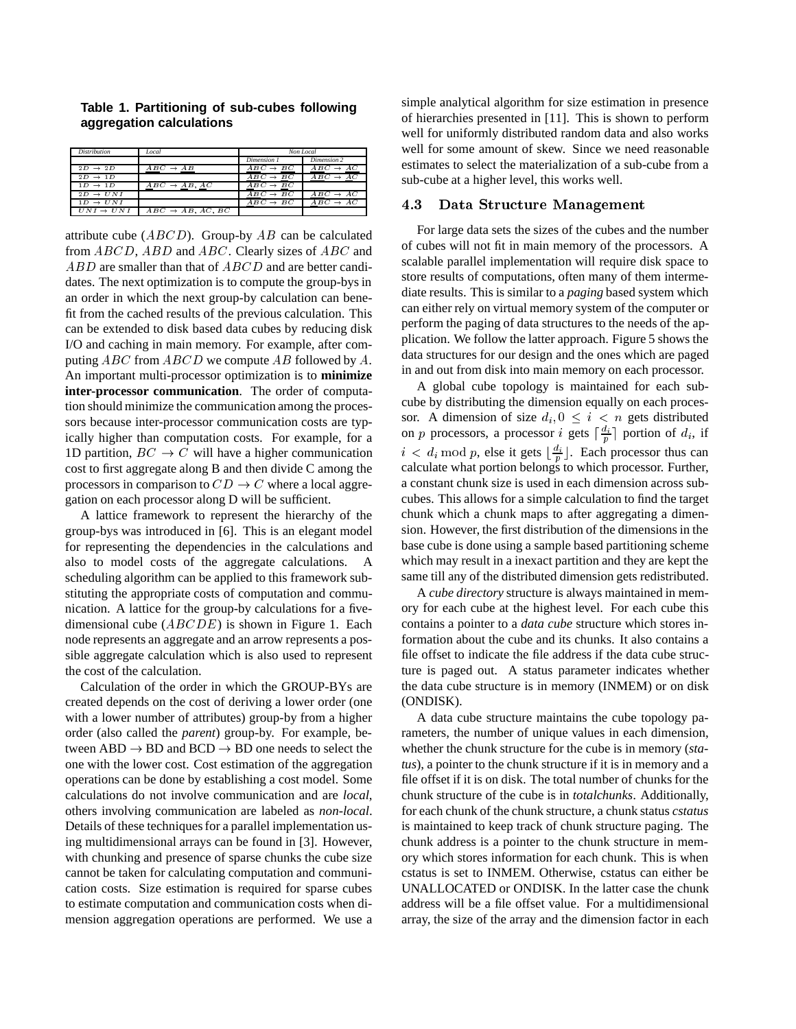**Table 1. Partitioning of sub-cubes following aggregation calculations**

| Distribution | Local | Non Local | |
|---|---|---|---|
| | | Dimension 1 | Dimension 2 |
| $2D \rightarrow 2D$ | $\underline{AB}C \rightarrow \underline{AB}$ | $\underline{A}B\underline{C} \rightarrow \underline{BC}$ | $\underline{A}\underline{B}C \rightarrow \underline{AC}$ |
| $2D \rightarrow 1D$ | | $\underline{AB}C \rightarrow \underline{B}C$ | $\underline{AB}C \rightarrow \underline{A}C$ |
| $1D \rightarrow 1D$ | $\underline{A}BC \rightarrow \underline{A}B, \underline{A}C$ | $\underline{A}BC \rightarrow \underline{B}C$ | |
| $2D \rightarrow UNI$ | | $\underline{A}BC \rightarrow BC$ | $\underline{A}BC \rightarrow AC$ |
| $1D \rightarrow UNI$ | | $\underline{A}BC \rightarrow BC$ | $\underline{A}BC \rightarrow AC$ |
| $UNI \rightarrow UNI$ | $ABC \rightarrow AB, AC, BC$ | | |

attribute cube ($ABCD$). Group-by $AB$ can be calculated from $ABCD$, $ABD$ and $ABC$. Clearly sizes of $ABC$ and $ABD$ are smaller than that of $ABCD$ and are better candidates. The next optimization is to compute the group-bys in an order in which the next group-by calculation can benefit from the cached results of the previous calculation. This can be extended to disk based data cubes by reducing disk I/O and caching in main memory. For example, after computing $ABC$ from $ABCD$ we compute $AB$ followed by $A$. An important multi-processor optimization is to **minimize inter-processor communication**. The order of computation should minimize the communication among the processors because inter-processor communication costs are typically higher than computation costs. For example, for a 1D partition, $BC \rightarrow C$ will have a higher communication cost to first aggregate along B and then divide C among the processors in comparison to $CD \rightarrow C$ where a local aggregation on each processor along D will be sufficient.

A lattice framework to represent the hierarchy of the group-bys was introduced in [6]. This is an elegant model for representing the dependencies in the calculations and also to model costs of the aggregate calculations. A scheduling algorithm can be applied to this framework substituting the appropriate costs of computation and communication. A lattice for the group-by calculations for a five-dimensional cube ($ABCDE$) is shown in Figure 1. Each node represents an aggregate and an arrow represents a possible aggregate calculation which is also used to represent the cost of the calculation.

Calculation of the order in which the GROUP-BYs are created depends on the cost of deriving a lower order (one with a lower number of attributes) group-by from a higher order (also called the *parent*) group-by. For example, between ABD → BD and BCD → BD one needs to select the one with the lower cost. Cost estimation of the aggregation operations can be done by establishing a cost model. Some calculations do not involve communication and are *local*, others involving communication are labeled as *non-local*. Details of these techniques for a parallel implementation using multidimensional arrays can be found in [3]. However, with chunking and presence of sparse chunks the cube size cannot be taken for calculating computation and communication costs. Size estimation is required for sparse cubes to estimate computation and communication costs when dimension aggregation operations are performed. We use a simple analytical algorithm for size estimation in presence of hierarchies presented in [11]. This is shown to perform well for uniformly distributed random data and also works well for some amount of skew. Since we need reasonable estimates to select the materialization of a sub-cube from a sub-cube at a higher level, this works well.

### 4.3 Data Structure Management

For large data sets the sizes of the cubes and the number of cubes will not fit in main memory of the processors. A scalable parallel implementation will require disk space to store results of computations, often many of them intermediate results. This is similar to a *paging* based system which can either rely on virtual memory system of the computer or perform the paging of data structures to the needs of the application. We follow the latter approach. Figure 5 shows the data structures for our design and the ones which are paged in and out from disk into main memory on each processor.

A global cube topology is maintained for each sub-cube by distributing the dimension equally on each processor. A dimension of size $d_i, 0 \leq i < n$ gets distributed on $p$ processors, a processor $i$ gets $\lceil \frac{d_i}{p} \rceil$ portion of $d_i$, if $i < d_i \bmod p$, else it gets $\lfloor \frac{d_i}{p} \rfloor$. Each processor thus can calculate what portion belongs to which processor. Further, a constant chunk size is used in each dimension across sub-cubes. This allows for a simple calculation to find the target chunk which a chunk maps to after aggregating a dimension. However, the first distribution of the dimensions in the base cube is done using a sample based partitioning scheme which may result in a inexact partition and they are kept the same till any of the distributed dimension gets redistributed.

A *cube directory* structure is always maintained in memory for each cube at the highest level. For each cube this contains a pointer to a *data cube* structure which stores information about the cube and its chunks. It also contains a file offset to indicate the file address if the data cube structure is paged out. A status parameter indicates whether the data cube structure is in memory (INMEM) or on disk (ONDISK).

A data cube structure maintains the cube topology parameters, the number of unique values in each dimension, whether the chunk structure for the cube is in memory (*status*), a pointer to the chunk structure if it is in memory and a file offset if it is on disk. The total number of chunks for the chunk structure of the cube is in *totalchunks*. Additionally, for each chunk of the chunk structure, a chunk status *cstatus* is maintained to keep track of chunk structure paging. The chunk address is a pointer to the chunk structure in memory which stores information for each chunk. This is when cstatus is set to INMEM. Otherwise, cstatus can either be UNALLOCATED or ONDISK. In the latter case the chunk address will be a file offset value. For a multidimensional array, the size of the array and the dimension factor in each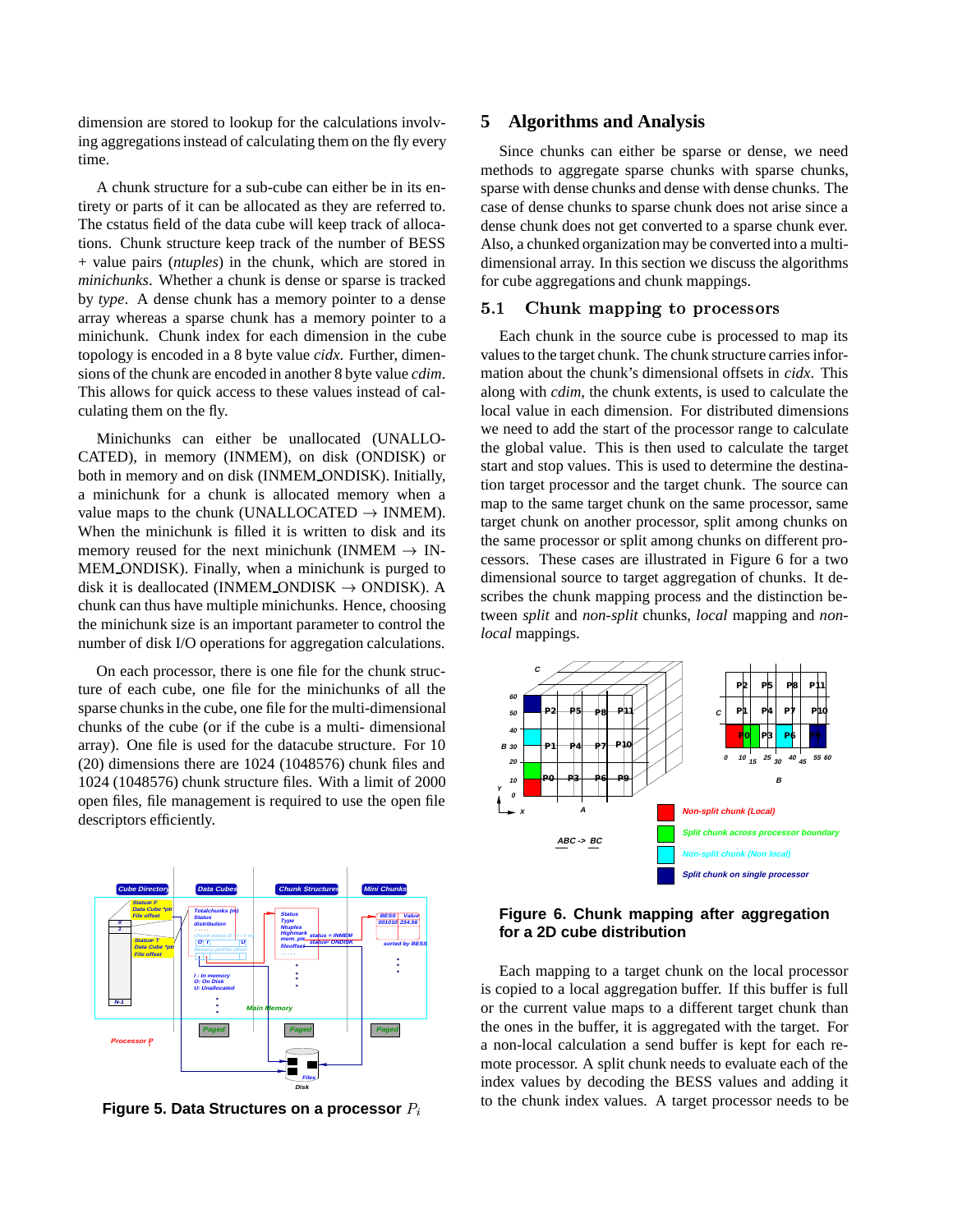dimension are stored to lookup for the calculations involving aggregations instead of calculating them on the fly every time.

A chunk structure for a sub-cube can either be in its entirety or parts of it can be allocated as they are referred to. The cstatus field of the data cube will keep track of allocations. Chunk structure keep track of the number of BESS + value pairs (*ntuples*) in the chunk, which are stored in *minichunks*. Whether a chunk is dense or sparse is tracked by *type*. A dense chunk has a memory pointer to a dense array whereas a sparse chunk has a memory pointer to a minichunk. Chunk index for each dimension in the cube topology is encoded in a 8 byte value *cidx*. Further, dimensions of the chunk are encoded in another 8 byte value *cdim*. This allows for quick access to these values instead of calculating them on the fly.

Minichunks can either be unallocated (UNALLOCATED), in memory (INMEM), on disk (ONDISK) or both in memory and on disk (INMEM_ONDISK). Initially, a minichunk for a chunk is allocated memory when a value maps to the chunk (UNALLOCATED $\rightarrow$ INMEM). When the minichunk is filled it is written to disk and its memory reused for the next minichunk (INMEM $\rightarrow$ INMEM_ONDISK). Finally, when a minichunk is purged to disk it is deallocated (INMEM_ONDISK $\rightarrow$ ONDISK). A chunk can thus have multiple minichunks. Hence, choosing the minichunk size is an important parameter to control the number of disk I/O operations for aggregation calculations.

On each processor, there is one file for the chunk structure of each cube, one file for the minichunks of all the sparse chunks in the cube, one file for the multi-dimensional chunks of the cube (or if the cube is a multi- dimensional array). One file is used for the datacube structure. For 10 (20) dimensions there are 1024 (1048576) chunk files and 1024 (1048576) chunk structure files. With a limit of 2000 open files, file management is required to use the open file descriptors efficiently.

**Figure 5. Data Structures on a processor $P_i$**

## 5 Algorithms and Analysis

Since chunks can either be sparse or dense, we need methods to aggregate sparse chunks with sparse chunks, sparse with dense chunks and dense with dense chunks. The case of dense chunks to sparse chunk does not arise since a dense chunk does not get converted to a sparse chunk ever. Also, a chunked organization may be converted into a multi-dimensional array. In this section we discuss the algorithms for cube aggregations and chunk mappings.

### 5.1 Chunk mapping to processors

Each chunk in the source cube is processed to map its values to the target chunk. The chunk structure carries information about the chunk's dimensional offsets in *cidx*. This along with *cdim*, the chunk extents, is used to calculate the local value in each dimension. For distributed dimensions we need to add the start of the processor range to calculate the global value. This is then used to calculate the target start and stop values. This is used to determine the destination target processor and the target chunk. The source can map to the same target chunk on the same processor, same target chunk on another processor, split among chunks on the same processor or split among chunks on different processors. These cases are illustrated in Figure 6 for a two dimensional source to target aggregation of chunks. It describes the chunk mapping process and the distinction between *split* and *non-split* chunks, *local* mapping and *non-local* mappings.

**Figure 6. Chunk mapping after aggregation for a 2D cube distribution**

Each mapping to a target chunk on the local processor is copied to a local aggregation buffer. If this buffer is full or the current value maps to a different target chunk than the ones in the buffer, it is aggregated with the target. For a non-local calculation a send buffer is kept for each remote processor. A split chunk needs to evaluate each of the index values by decoding the BESS values and adding it to the chunk index values. A target processor needs to be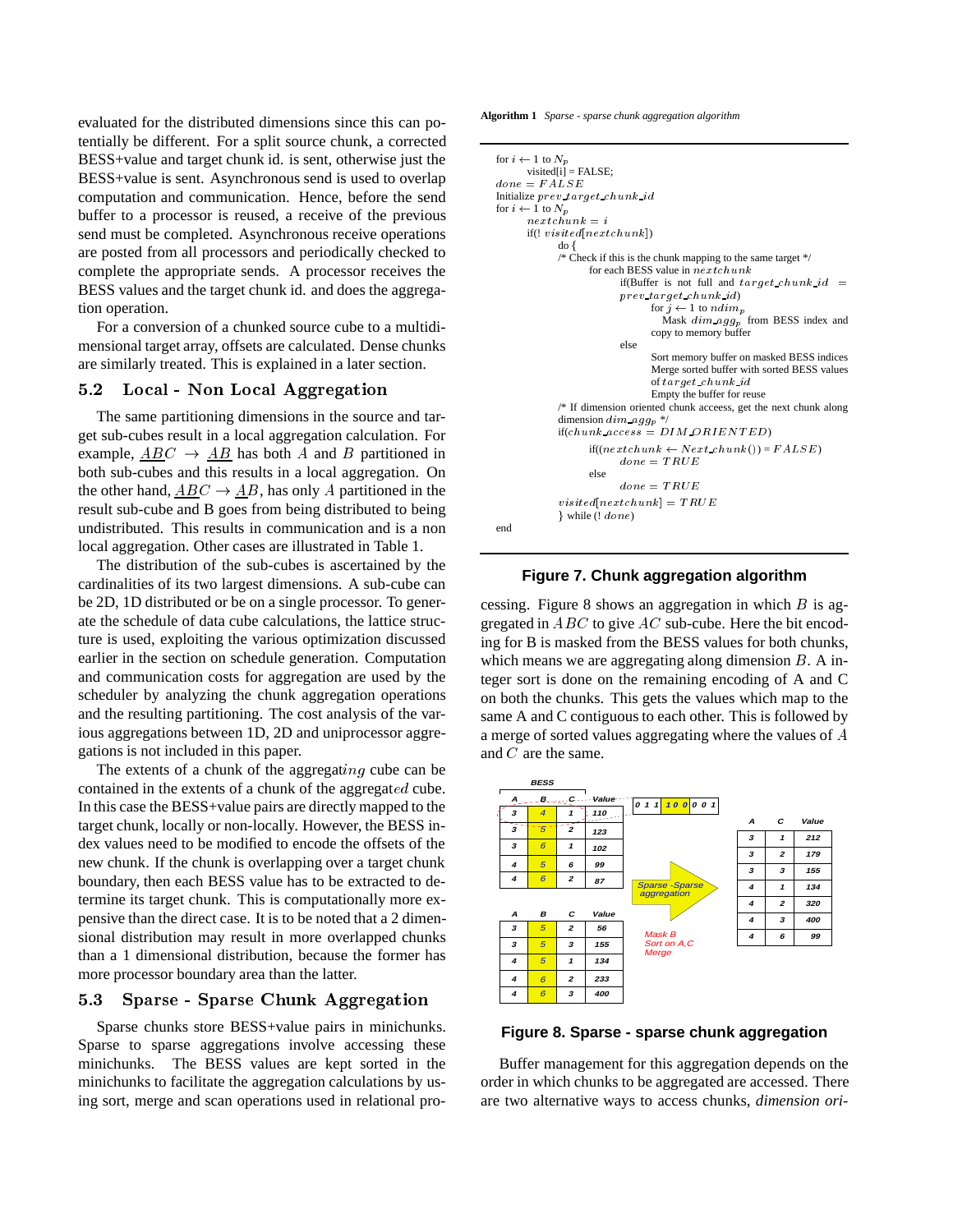evaluated for the distributed dimensions since this can potentially be different. For a split source chunk, a corrected BESS+value and target chunk id. is sent, otherwise just the BESS+value is sent. Asynchronous send is used to overlap computation and communication. Hence, before the send buffer to a processor is reused, a receive of the previous send must be completed. Asynchronous receive operations are posted from all processors and periodically checked to complete the appropriate sends. A processor receives the BESS values and the target chunk id. and does the aggregation operation.

For a conversion of a chunked source cube to a multidimensional target array, offsets are calculated. Dense chunks are similarly treated. This is explained in a later section.

## 5.2 Local - Non Local Aggregation

The same partitioning dimensions in the source and target sub-cubes result in a local aggregation calculation. For example, $\underline{AB}C \rightarrow \underline{AB}$ has both $A$ and $B$ partitioned in both sub-cubes and this results in a local aggregation. On the other hand, $\underline{AB}C \rightarrow \underline{A}B$, has only $A$ partitioned in the result sub-cube and B goes from being distributed to being undistributed. This results in communication and is a non local aggregation. Other cases are illustrated in Table 1.

The distribution of the sub-cubes is ascertained by the cardinalities of its two largest dimensions. A sub-cube can be 2D, 1D distributed or be on a single processor. To generate the schedule of data cube calculations, the lattice structure is used, exploiting the various optimization discussed earlier in the section on schedule generation. Computation and communication costs for aggregation are used by the scheduler by analyzing the chunk aggregation operations and the resulting partitioning. The cost analysis of the various aggregations between 1D, 2D and uniprocessor aggregations is not included in this paper.

The extents of a chunk of the aggregat*ing* cube can be contained in the extents of a chunk of the aggregat*ed* cube. In this case the BESS+value pairs are directly mapped to the target chunk, locally or non-locally. However, the BESS index values need to be modified to encode the offsets of the new chunk. If the chunk is overlapping over a target chunk boundary, then each BESS value has to be extracted to determine its target chunk. This is computationally more expensive than the direct case. It is to be noted that a 2 dimensional distribution may result in more overlapped chunks than a 1 dimensional distribution, because the former has more processor boundary area than the latter.

## 5.3 Sparse - Sparse Chunk Aggregation

Sparse chunks store BESS+value pairs in minichunks. Sparse to sparse aggregations involve accessing these minichunks. The BESS values are kept sorted in the minichunks to facilitate the aggregation calculations by using sort, merge and scan operations used in relational processing. Figure 8 shows an aggregation in which $B$ is aggregated in $ABC$ to give $AC$ sub-cube. Here the bit encoding for B is masked from the BESS values for both chunks, which means we are aggregating along dimension $B$. An integer sort is done on the remaining encoding of A and C on both the chunks. This gets the values which map to the same A and C contiguous to each other. This is followed by a merge of sorted values aggregating where the values of $A$ and $C$ are the same.

**Algorithm 1** *Sparse - sparse chunk aggregation algorithm*

```
for i ← 1 to N_p
    visited[i] = FALSE;
done = FALSE
Initialize prev_target_chunk_id
for i ← 1 to N_p
    nextchunk = i
    if(! visited[nextchunk])
        do {
        /* Check if this is the chunk mapping to the same target */
            for each BESS value in nextchunk
                if(Buffer is not full and target_chunk_id =
                prev_target_chunk_id)
                    for j ← 1 to ndim_p
                      Mask dim_agg_p from BESS index and
                      copy to memory buffer
                else
                    Sort memory buffer on masked BESS indices
                    Merge sorted buffer with sorted BESS values
                    of target_chunk_id
                    Empty the buffer for reuse
        /* If dimension oriented chunk acceess, get the next chunk along
        dimension dim_agg_p */
        if(chunk_access = DIM_ORIENTED)
            if((nextchunk ← Next_chunk()) = FALSE)
                done = TRUE
            else
                done = TRUE
        visited[nextchunk] = TRUE
        } while (! done)
end
```

**Figure 7. Chunk aggregation algorithm**

BESS

| A | B | C | Value |
|---|---|---|---|
| 3 | 4 | 1 | 110 |
| 3 | 5 | 2 | 123 |
| 3 | 6 | 1 | 102 |
| 4 | 5 | 6 | 99 |
| 4 | 6 | 2 | 87 |

0 1 1 | 1 0 0 | 0 0 1

| A | B | C | Value |
|---|---|---|---|
| 3 | 5 | 2 | 56 |
| 3 | 5 | 3 | 155 |
| 4 | 5 | 1 | 134 |
| 4 | 6 | 2 | 233 |
| 4 | 6 | 3 | 400 |

Sparse -Sparse aggregation

Mask B
Sort on A,C
Merge

| A | C | Value |
|---|---|---|
| 3 | 1 | 212 |
| 3 | 2 | 179 |
| 3 | 3 | 155 |
| 4 | 1 | 134 |
| 4 | 2 | 320 |
| 4 | 3 | 400 |
| 4 | 6 | 99 |

**Figure 8. Sparse - sparse chunk aggregation**

Buffer management for this aggregation depends on the order in which chunks to be aggregated are accessed. There are two alternative ways to access chunks, *dimension ori-*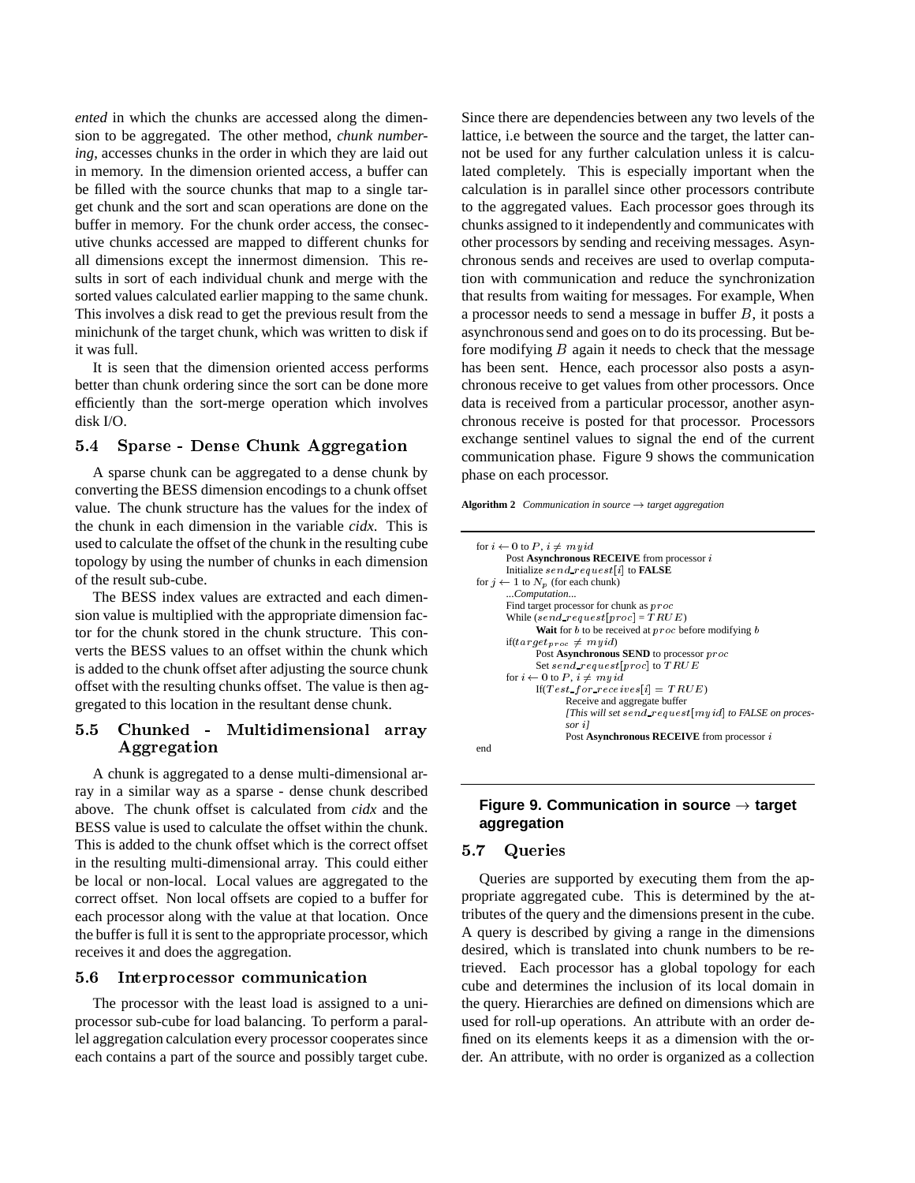*ented* in which the chunks are accessed along the dimension to be aggregated. The other method, *chunk numbering*, accesses chunks in the order in which they are laid out in memory. In the dimension oriented access, a buffer can be filled with the source chunks that map to a single target chunk and the sort and scan operations are done on the buffer in memory. For the chunk order access, the consecutive chunks accessed are mapped to different chunks for all dimensions except the innermost dimension. This results in sort of each individual chunk and merge with the sorted values calculated earlier mapping to the same chunk. This involves a disk read to get the previous result from the minichunk of the target chunk, which was written to disk if it was full.

It is seen that the dimension oriented access performs better than chunk ordering since the sort can be done more efficiently than the sort-merge operation which involves disk I/O.

### 5.4 Sparse - Dense Chunk Aggregation

A sparse chunk can be aggregated to a dense chunk by converting the BESS dimension encodings to a chunk offset value. The chunk structure has the values for the index of the chunk in each dimension in the variable *cidx*. This is used to calculate the offset of the chunk in the resulting cube topology by using the number of chunks in each dimension of the result sub-cube.

The BESS index values are extracted and each dimension value is multiplied with the appropriate dimension factor for the chunk stored in the chunk structure. This converts the BESS values to an offset within the chunk which is added to the chunk offset after adjusting the source chunk offset with the resulting chunks offset. The value is then aggregated to this location in the resultant dense chunk.

### 5.5 Chunked - Multidimensional array Aggregation

A chunk is aggregated to a dense multi-dimensional array in a similar way as a sparse - dense chunk described above. The chunk offset is calculated from *cidx* and the BESS value is used to calculate the offset within the chunk. This is added to the chunk offset which is the correct offset in the resulting multi-dimensional array. This could either be local or non-local. Local values are aggregated to the correct offset. Non local offsets are copied to a buffer for each processor along with the value at that location. Once the buffer is full it is sent to the appropriate processor, which receives it and does the aggregation.

### 5.6 Interprocessor communication

The processor with the least load is assigned to a uniprocessor sub-cube for load balancing. To perform a parallel aggregation calculation every processor cooperates since each contains a part of the source and possibly target cube. Since there are dependencies between any two levels of the lattice, i.e between the source and the target, the latter cannot be used for any further calculation unless it is calculated completely. This is especially important when the calculation is in parallel since other processors contribute to the aggregated values. Each processor goes through its chunks assigned to it independently and communicates with other processors by sending and receiving messages. Asynchronous sends and receives are used to overlap computation with communication and reduce the synchronization that results from waiting for messages. For example, When a processor needs to send a message in buffer $B$, it posts a asynchronous send and goes on to do its processing. But before modifying $B$ again it needs to check that the message has been sent. Hence, each processor also posts a asynchronous receive to get values from other processors. Once data is received from a particular processor, another asynchronous receive is posted for that processor. Processors exchange sentinel values to signal the end of the current communication phase. Figure 9 shows the communication phase on each processor.

**Algorithm 2** *Communication in source → target aggregation*

```
for i ← 0 to P, i ≠ myid
    Post Asynchronous RECEIVE from processor i
    Initialize send_request[i] to FALSE
for j ← 1 to N_p (for each chunk)
    ...Computation...
    Find target processor for chunk as proc
    While (send_request[proc] = TRUE)
        Wait for b to be received at proc before modifying b
    if(target_proc ≠ myid)
        Post Asynchronous SEND to processor proc
        Set send_request[proc] to TRUE
    for i ← 0 to P, i ≠ myid
        If(Test_for_receives[i] = TRUE)
            Receive and aggregate buffer
            [This will set send_request[myid] to FALSE on processor i]
            Post Asynchronous RECEIVE from processor i
end
```

**Figure 9. Communication in source → target aggregation**

### 5.7 Queries

Queries are supported by executing them from the appropriate aggregated cube. This is determined by the attributes of the query and the dimensions present in the cube. A query is described by giving a range in the dimensions desired, which is translated into chunk numbers to be retrieved. Each processor has a global topology for each cube and determines the inclusion of its local domain in the query. Hierarchies are defined on dimensions which are used for roll-up operations. An attribute with an order defined on its elements keeps it as a dimension with the order. An attribute, with no order is organized as a collection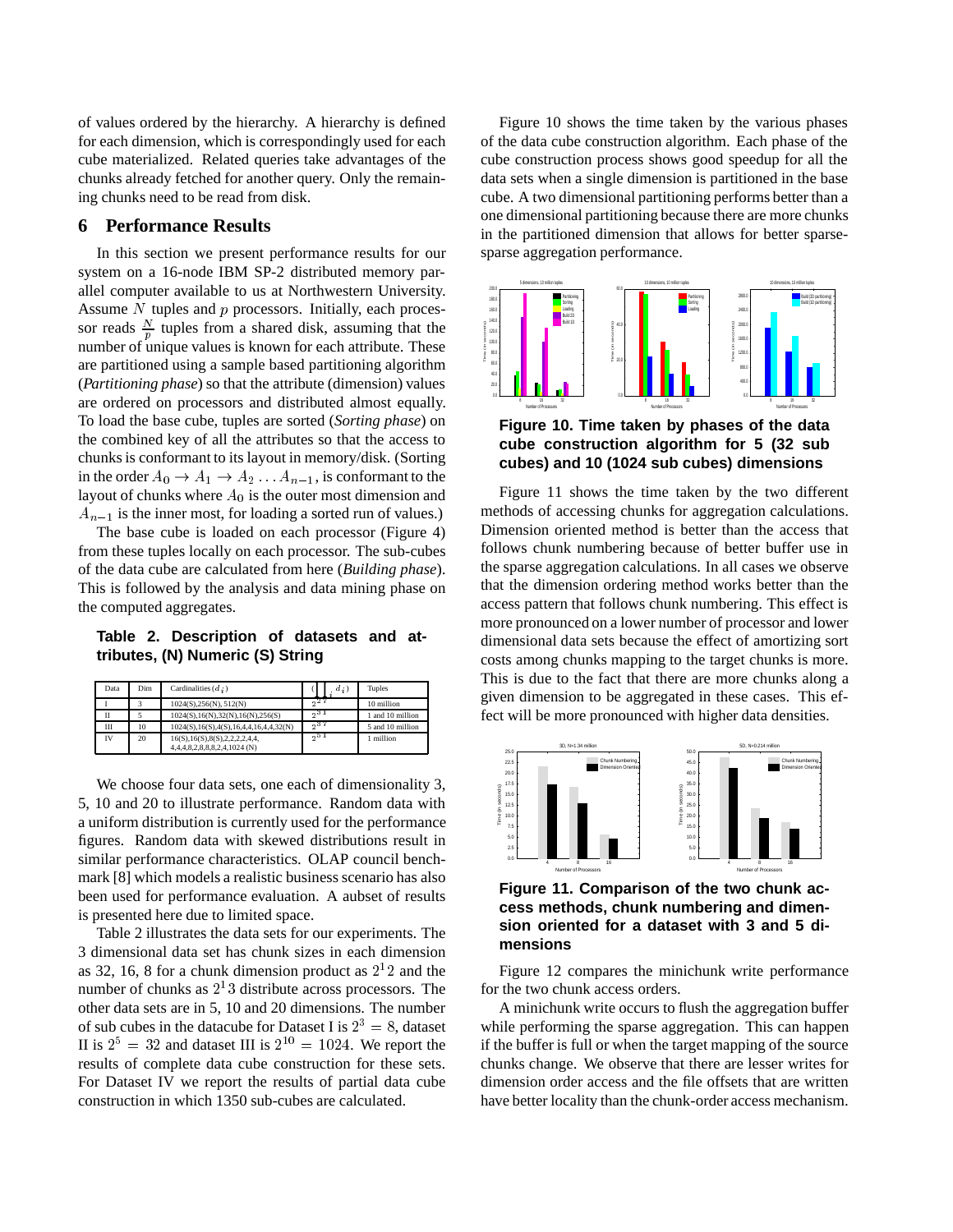of values ordered by the hierarchy. A hierarchy is defined for each dimension, which is correspondingly used for each cube materialized. Related queries take advantages of the chunks already fetched for another query. Only the remaining chunks need to be read from disk.

## 6 Performance Results

In this section we present performance results for our system on a 16-node IBM SP-2 distributed memory parallel computer available to us at Northwestern University. Assume $N$ tuples and $p$ processors. Initially, each processor reads $\frac{N}{p}$ tuples from a shared disk, assuming that the number of unique values is known for each attribute. These are partitioned using a sample based partitioning algorithm (*Partitioning phase*) so that the attribute (dimension) values are ordered on processors and distributed almost equally. To load the base cube, tuples are sorted (*Sorting phase*) on the combined key of all the attributes so that the access to chunks is conformant to its layout in memory/disk. (Sorting in the order $A_0 \rightarrow A_1 \rightarrow A_2 \ldots A_{n-1}$, is conformant to the layout of chunks where $A_0$ is the outer most dimension and $A_{n-1}$ is the inner most, for loading a sorted run of values.)

The base cube is loaded on each processor (Figure 4) from these tuples locally on each processor. The sub-cubes of the data cube are calculated from here (*Building phase*). This is followed by the analysis and data mining phase on the computed aggregates.

**Table 2. Description of datasets and attributes, (N) Numeric (S) String**

| Data | Dim | Cardinalities ($d_i$) | $(\prod_i d_i)$ | Tuples |
|---|---|---|---|---|
| I | 3 | 1024(S),256(N), 512(N) | $2^{27}$ | 10 million |
| II | 5 | 1024(S),16(N),32(N),16(N),256(S) | $2^{31}$ | 1 and 10 million |
| III | 10 | 1024(S),16(S),4(S),16,4,4,16,4,4,32(N) | $2^{37}$ | 5 and 10 million |
| IV | 20 | 16(S),16(S),8(S),2,2,2,2,4,4, 4,4,4,8,2,8,8,8,2,4,1024 (N) | $2^{51}$ | 1 million |

We choose four data sets, one each of dimensionality 3, 5, 10 and 20 to illustrate performance. Random data with a uniform distribution is currently used for the performance figures. Random data with skewed distributions result in similar performance characteristics. OLAP council benchmark [8] which models a realistic business scenario has also been used for performance evaluation. A aubset of results is presented here due to limited space.

Table 2 illustrates the data sets for our experiments. The 3 dimensional data set has chunk sizes in each dimension as 32, 16, 8 for a chunk dimension product as $2^12$ and the number of chunks as $2^13$ distribute across processors. The other data sets are in 5, 10 and 20 dimensions. The number of sub cubes in the datacube for Dataset I is $2^3 = 8$, dataset II is $2^5 = 32$ and dataset III is $2^{10} = 1024$. We report the results of complete data cube construction for these sets. For Dataset IV we report the results of partial data cube construction in which 1350 sub-cubes are calculated.

Figure 10 shows the time taken by the various phases of the data cube construction algorithm. Each phase of the cube construction process shows good speedup for all the data sets when a single dimension is partitioned in the base cube. A two dimensional partitioning performs better than a one dimensional partitioning because there are more chunks in the partitioned dimension that allows for better sparse-sparse aggregation performance.

**Figure 10. Time taken by phases of the data cube construction algorithm for 5 (32 sub cubes) and 10 (1024 sub cubes) dimensions**

Figure 11 shows the time taken by the two different methods of accessing chunks for aggregation calculations. Dimension oriented method is better than the access that follows chunk numbering because of better buffer use in the sparse aggregation calculations. In all cases we observe that the dimension ordering method works better than the access pattern that follows chunk numbering. This effect is more pronounced on a lower number of processor and lower dimensional data sets because the effect of amortizing sort costs among chunks mapping to the target chunks is more. This is due to the fact that there are more chunks along a given dimension to be aggregated in these cases. This effect will be more pronounced with higher data densities.

**Figure 11. Comparison of the two chunk access methods, chunk numbering and dimension oriented for a dataset with 3 and 5 dimensions**

Figure 12 compares the minichunk write performance for the two chunk access orders.

A minichunk write occurs to flush the aggregation buffer while performing the sparse aggregation. This can happen if the buffer is full or when the target mapping of the source chunks change. We observe that there are lesser writes for dimension order access and the file offsets that are written have better locality than the chunk-order access mechanism.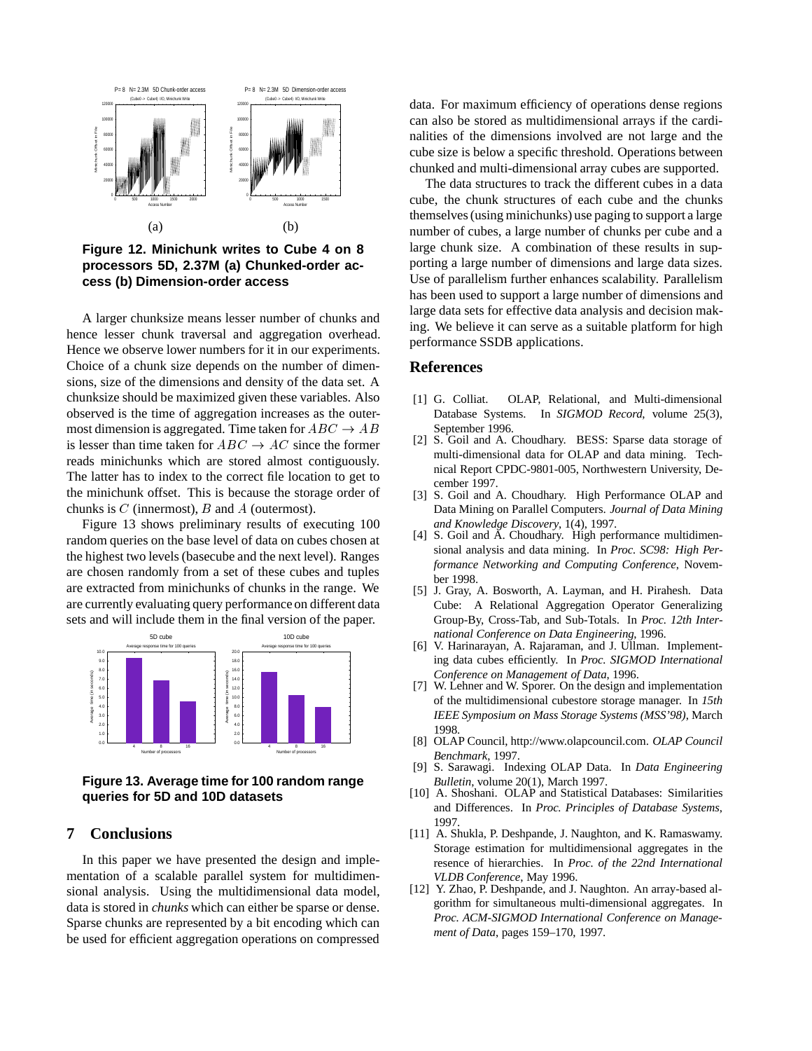P= 8 N= 2.3M 5D Chunk-order access

(Cube0 -> Cube4) I/O, Minichunk Write

Minichunk Offset in File

Access Number

P= 8 N= 2.3M 5D Dimension-order access

(Cube0 -> Cube4) I/O, Minichunk Write

Minichunk Offset in File

Access Number

(a) (b)

**Figure 12. Minichunk writes to Cube 4 on 8 processors 5D, 2.37M (a) Chunked-order access (b) Dimension-order access**

A larger chunksize means lesser number of chunks and hence lesser chunk traversal and aggregation overhead. Hence we observe lower numbers for it in our experiments. Choice of a chunk size depends on the number of dimensions, size of the dimensions and density of the data set. A chunksize should be maximized given these variables. Also observed is the time of aggregation increases as the outermost dimension is aggregated. Time taken for $ABC \rightarrow AB$ is lesser than time taken for $ABC \rightarrow AC$ since the former reads minichunks which are stored almost contiguously. The latter has to index to the correct file location to get to the minichunk offset. This is because the storage order of chunks is $C$ (innermost), $B$ and $A$ (outermost).

Figure 13 shows preliminary results of executing 100 random queries on the base level of data on cubes chosen at the highest two levels (basecube and the next level). Ranges are chosen randomly from a set of these cubes and tuples are extracted from minichunks of chunks in the range. We are currently evaluating query performance on different data sets and will include them in the final version of the paper.

5D cube

Average response time for 100 queries

Average time (in seconds)

Number of processors

10D cube

Average response time for 100 queries

Average time (in seconds)

Number of processors

**Figure 13. Average time for 100 random range queries for 5D and 10D datasets**

## 7 Conclusions

In this paper we have presented the design and implementation of a scalable parallel system for multidimensional analysis. Using the multidimensional data model, data is stored in *chunks* which can either be sparse or dense. Sparse chunks are represented by a bit encoding which can be used for efficient aggregation operations on compressed data. For maximum efficiency of operations dense regions can also be stored as multidimensional arrays if the cardinalities of the dimensions involved are not large and the cube size is below a specific threshold. Operations between chunked and multi-dimensional array cubes are supported.

The data structures to track the different cubes in a data cube, the chunk structures of each cube and the chunks themselves (using minichunks) use paging to support a large number of cubes, a large number of chunks per cube and a large chunk size. A combination of these results in supporting a large number of dimensions and large data sizes. Use of parallelism further enhances scalability. Parallelism has been used to support a large number of dimensions and large data sets for effective data analysis and decision making. We believe it can serve as a suitable platform for high performance SSDB applications.

## References

[1] G. Colliat. OLAP, Relational, and Multi-dimensional Database Systems. In *SIGMOD Record*, volume 25(3), September 1996.

[2] S. Goil and A. Choudhary. BESS: Sparse data storage of multi-dimensional data for OLAP and data mining. Technical Report CPDC-9801-005, Northwestern University, December 1997.

[3] S. Goil and A. Choudhary. High Performance OLAP and Data Mining on Parallel Computers. *Journal of Data Mining and Knowledge Discovery*, 1(4), 1997.

[4] S. Goil and A. Choudhary. High performance multidimensional analysis and data mining. In *Proc. SC98: High Performance Networking and Computing Conference*, November 1998.

[5] J. Gray, A. Bosworth, A. Layman, and H. Pirahesh. Data Cube: A Relational Aggregation Operator Generalizing Group-By, Cross-Tab, and Sub-Totals. In *Proc. 12th International Conference on Data Engineering*, 1996.

[6] V. Harinarayan, A. Rajaraman, and J. Ullman. Implementing data cubes efficiently. In *Proc. SIGMOD International Conference on Management of Data*, 1996.

[7] W. Lehner and W. Sporer. On the design and implementation of the multidimensional cubestore storage manager. In *15th IEEE Symposium on Mass Storage Systems (MSS'98)*, March 1998.

[8] OLAP Council, http://www.olapcouncil.com. *OLAP Council Benchmark*, 1997.

[9] S. Sarawagi. Indexing OLAP Data. In *Data Engineering Bulletin*, volume 20(1), March 1997.

[10] A. Shoshani. OLAP and Statistical Databases: Similarities and Differences. In *Proc. Principles of Database Systems*, 1997.

[11] A. Shukla, P. Deshpande, J. Naughton, and K. Ramaswamy. Storage estimation for multidimensional aggregates in the resence of hierarchies. In *Proc. of the 22nd International VLDB Conference*, May 1996.

[12] Y. Zhao, P. Deshpande, and J. Naughton. An array-based algorithm for simultaneous multi-dimensional aggregates. In *Proc. ACM-SIGMOD International Conference on Management of Data*, pages 159–170, 1997.